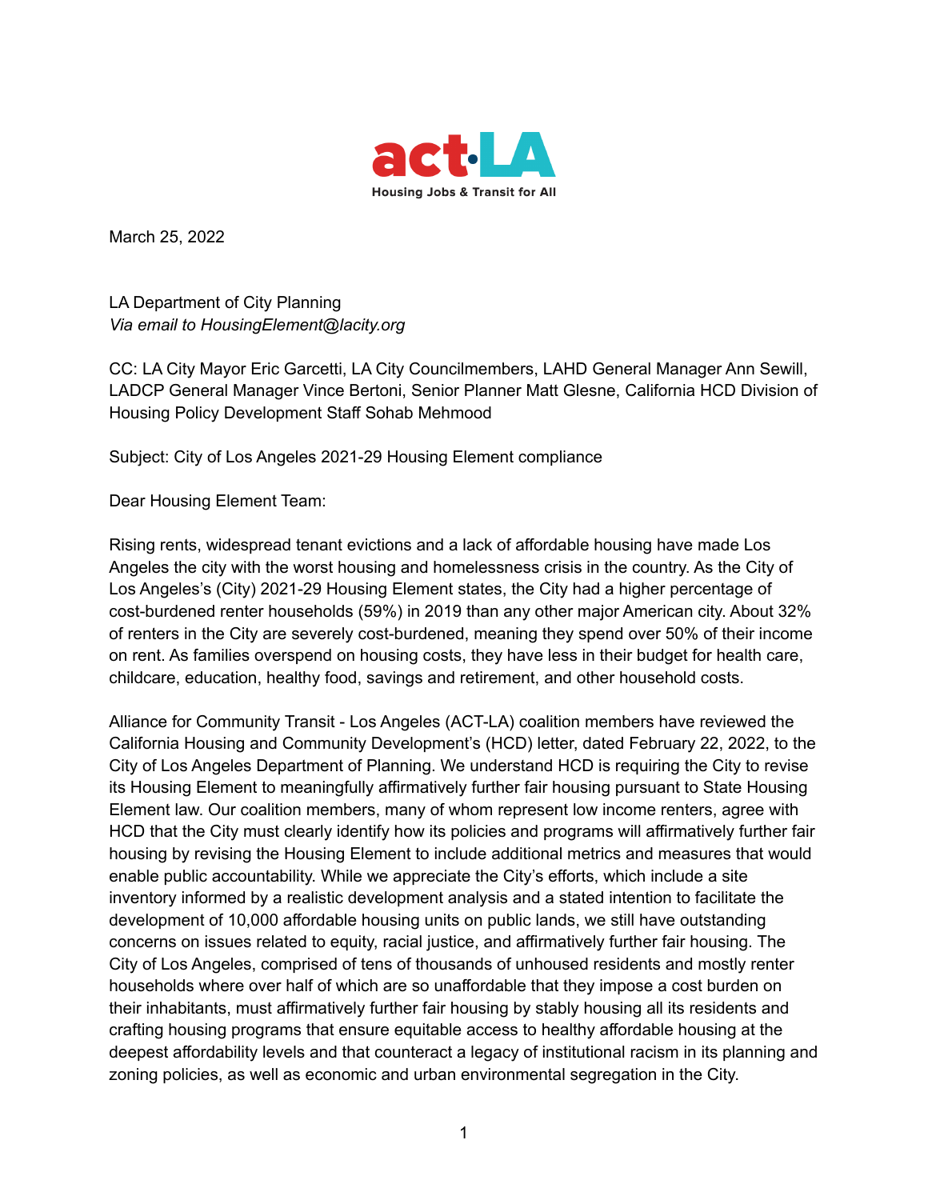act·LA
Housing Jobs & Transit for All

March 25, 2022

LA Department of City Planning
*Via email to HousingElement@lacity.org*

CC: LA City Mayor Eric Garcetti, LA City Councilmembers, LAHD General Manager Ann Sewill, LADCP General Manager Vince Bertoni, Senior Planner Matt Glesne, California HCD Division of Housing Policy Development Staff Sohab Mehmood

Subject: City of Los Angeles 2021-29 Housing Element compliance

Dear Housing Element Team:

Rising rents, widespread tenant evictions and a lack of affordable housing have made Los Angeles the city with the worst housing and homelessness crisis in the country. As the City of Los Angeles's (City) 2021-29 Housing Element states, the City had a higher percentage of cost-burdened renter households (59%) in 2019 than any other major American city. About 32% of renters in the City are severely cost-burdened, meaning they spend over 50% of their income on rent. As families overspend on housing costs, they have less in their budget for health care, childcare, education, healthy food, savings and retirement, and other household costs.

Alliance for Community Transit - Los Angeles (ACT-LA) coalition members have reviewed the California Housing and Community Development's (HCD) letter, dated February 22, 2022, to the City of Los Angeles Department of Planning. We understand HCD is requiring the City to revise its Housing Element to meaningfully affirmatively further fair housing pursuant to State Housing Element law. Our coalition members, many of whom represent low income renters, agree with HCD that the City must clearly identify how its policies and programs will affirmatively further fair housing by revising the Housing Element to include additional metrics and measures that would enable public accountability. While we appreciate the City's efforts, which include a site inventory informed by a realistic development analysis and a stated intention to facilitate the development of 10,000 affordable housing units on public lands, we still have outstanding concerns on issues related to equity, racial justice, and affirmatively further fair housing. The City of Los Angeles, comprised of tens of thousands of unhoused residents and mostly renter households where over half of which are so unaffordable that they impose a cost burden on their inhabitants, must affirmatively further fair housing by stably housing all its residents and crafting housing programs that ensure equitable access to healthy affordable housing at the deepest affordability levels and that counteract a legacy of institutional racism in its planning and zoning policies, as well as economic and urban environmental segregation in the City.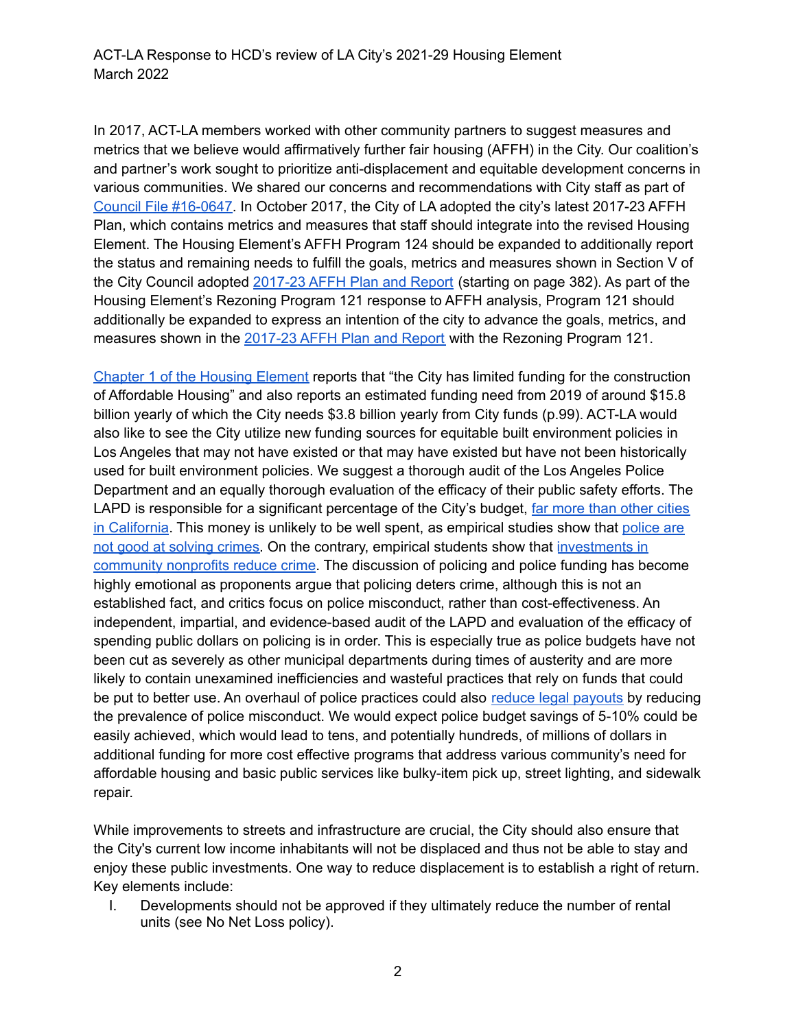In 2017, ACT-LA members worked with other community partners to suggest measures and metrics that we believe would affirmatively further fair housing (AFFH) in the City. Our coalition's and partner's work sought to prioritize anti-displacement and equitable development concerns in various communities. We shared our concerns and recommendations with City staff as part of Council File #16-0647. In October 2017, the City of LA adopted the city's latest 2017-23 AFFH Plan, which contains metrics and measures that staff should integrate into the revised Housing Element. The Housing Element's AFFH Program 124 should be expanded to additionally report the status and remaining needs to fulfill the goals, metrics and measures shown in Section V of the City Council adopted 2017-23 AFFH Plan and Report (starting on page 382). As part of the Housing Element's Rezoning Program 121 response to AFFH analysis, Program 121 should additionally be expanded to express an intention of the city to advance the goals, metrics, and measures shown in the 2017-23 AFFH Plan and Report with the Rezoning Program 121.

Chapter 1 of the Housing Element reports that "the City has limited funding for the construction of Affordable Housing" and also reports an estimated funding need from 2019 of around $15.8 billion yearly of which the City needs $3.8 billion yearly from City funds (p.99). ACT-LA would also like to see the City utilize new funding sources for equitable built environment policies in Los Angeles that may not have existed or that may have existed but have not been historically used for built environment policies. We suggest a thorough audit of the Los Angeles Police Department and an equally thorough evaluation of the efficacy of their public safety efforts. The LAPD is responsible for a significant percentage of the City's budget, far more than other cities in California. This money is unlikely to be well spent, as empirical studies show that police are not good at solving crimes. On the contrary, empirical students show that investments in community nonprofits reduce crime. The discussion of policing and police funding has become highly emotional as proponents argue that policing deters crime, although this is not an established fact, and critics focus on police misconduct, rather than cost-effectiveness. An independent, impartial, and evidence-based audit of the LAPD and evaluation of the efficacy of spending public dollars on policing is in order. This is especially true as police budgets have not been cut as severely as other municipal departments during times of austerity and are more likely to contain unexamined inefficiencies and wasteful practices that rely on funds that could be put to better use. An overhaul of police practices could also reduce legal payouts by reducing the prevalence of police misconduct. We would expect police budget savings of 5-10% could be easily achieved, which would lead to tens, and potentially hundreds, of millions of dollars in additional funding for more cost effective programs that address various community's need for affordable housing and basic public services like bulky-item pick up, street lighting, and sidewalk repair.

While improvements to streets and infrastructure are crucial, the City should also ensure that the City's current low income inhabitants will not be displaced and thus not be able to stay and enjoy these public investments. One way to reduce displacement is to establish a right of return. Key elements include:

I. Developments should not be approved if they ultimately reduce the number of rental units (see No Net Loss policy).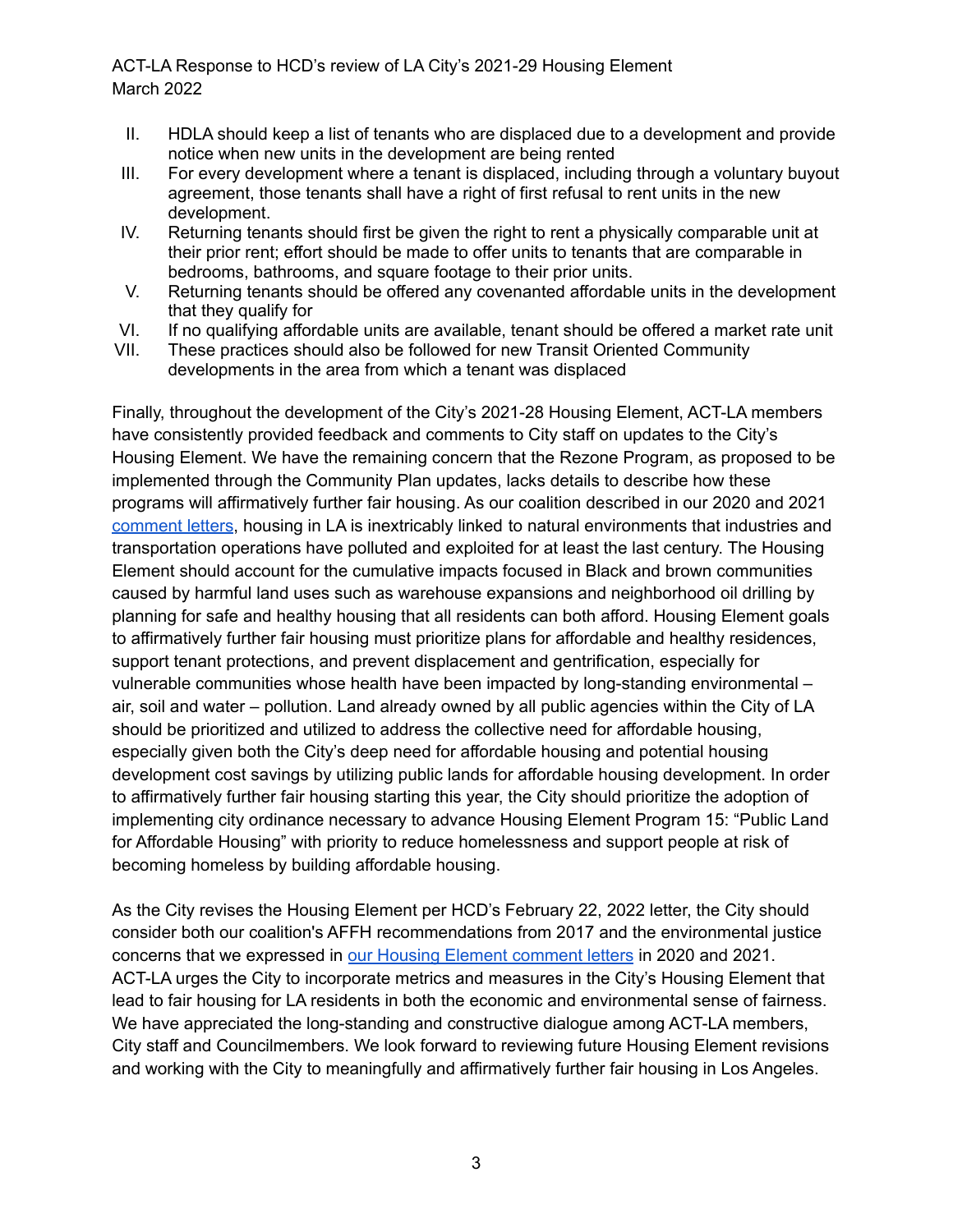II. HDLA should keep a list of tenants who are displaced due to a development and provide notice when new units in the development are being rented
III. For every development where a tenant is displaced, including through a voluntary buyout agreement, those tenants shall have a right of first refusal to rent units in the new development.
IV. Returning tenants should first be given the right to rent a physically comparable unit at their prior rent; effort should be made to offer units to tenants that are comparable in bedrooms, bathrooms, and square footage to their prior units.
V. Returning tenants should be offered any covenanted affordable units in the development that they qualify for
VI. If no qualifying affordable units are available, tenant should be offered a market rate unit
VII. These practices should also be followed for new Transit Oriented Community developments in the area from which a tenant was displaced

Finally, throughout the development of the City's 2021-28 Housing Element, ACT-LA members have consistently provided feedback and comments to City staff on updates to the City's Housing Element. We have the remaining concern that the Rezone Program, as proposed to be implemented through the Community Plan updates, lacks details to describe how these programs will affirmatively further fair housing. As our coalition described in our 2020 and 2021 comment letters, housing in LA is inextricably linked to natural environments that industries and transportation operations have polluted and exploited for at least the last century. The Housing Element should account for the cumulative impacts focused in Black and brown communities caused by harmful land uses such as warehouse expansions and neighborhood oil drilling by planning for safe and healthy housing that all residents can both afford. Housing Element goals to affirmatively further fair housing must prioritize plans for affordable and healthy residences, support tenant protections, and prevent displacement and gentrification, especially for vulnerable communities whose health have been impacted by long-standing environmental – air, soil and water – pollution. Land already owned by all public agencies within the City of LA should be prioritized and utilized to address the collective need for affordable housing, especially given both the City's deep need for affordable housing and potential housing development cost savings by utilizing public lands for affordable housing development. In order to affirmatively further fair housing starting this year, the City should prioritize the adoption of implementing city ordinance necessary to advance Housing Element Program 15: "Public Land for Affordable Housing" with priority to reduce homelessness and support people at risk of becoming homeless by building affordable housing.

As the City revises the Housing Element per HCD's February 22, 2022 letter, the City should consider both our coalition's AFFH recommendations from 2017 and the environmental justice concerns that we expressed in our Housing Element comment letters in 2020 and 2021. ACT-LA urges the City to incorporate metrics and measures in the City's Housing Element that lead to fair housing for LA residents in both the economic and environmental sense of fairness. We have appreciated the long-standing and constructive dialogue among ACT-LA members, City staff and Councilmembers. We look forward to reviewing future Housing Element revisions and working with the City to meaningfully and affirmatively further fair housing in Los Angeles.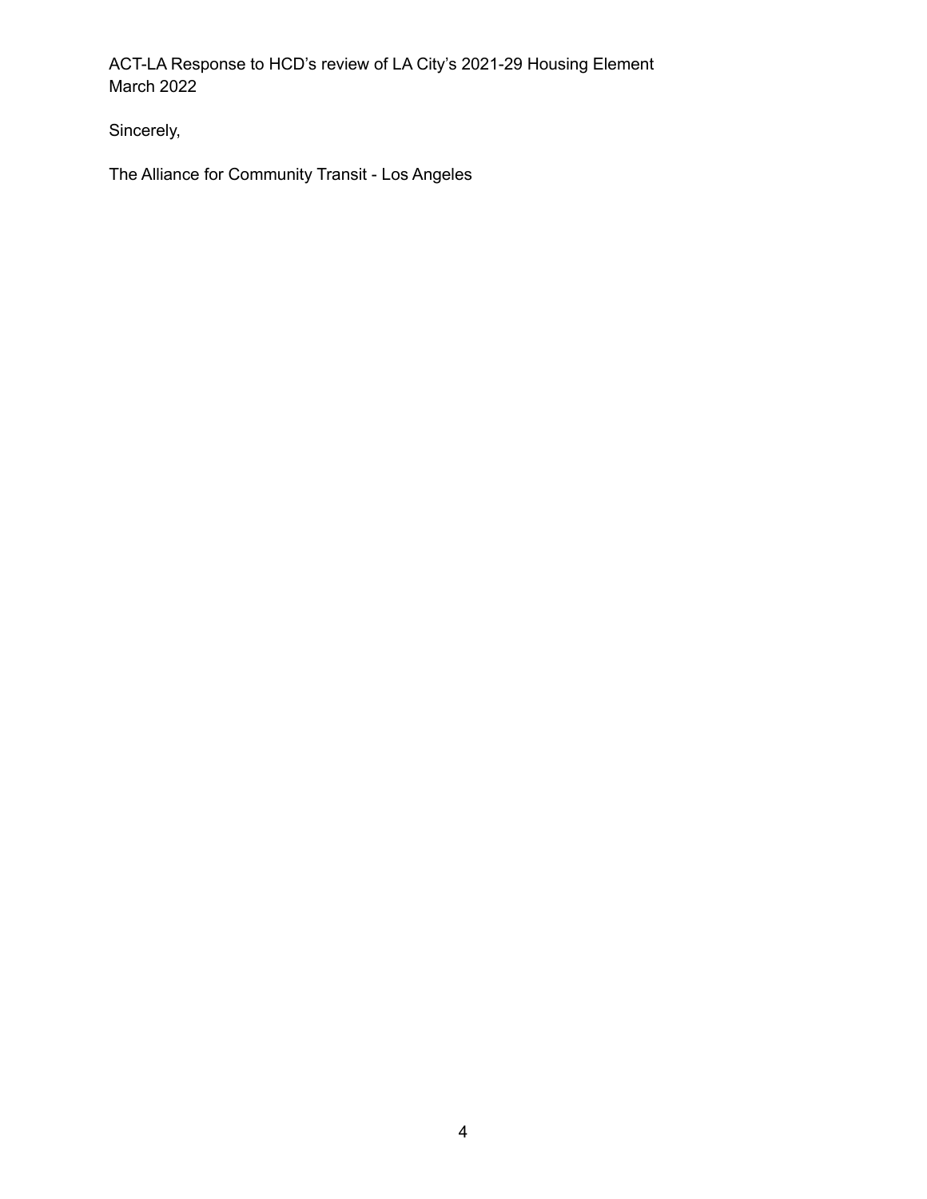Sincerely,

The Alliance for Community Transit - Los Angeles